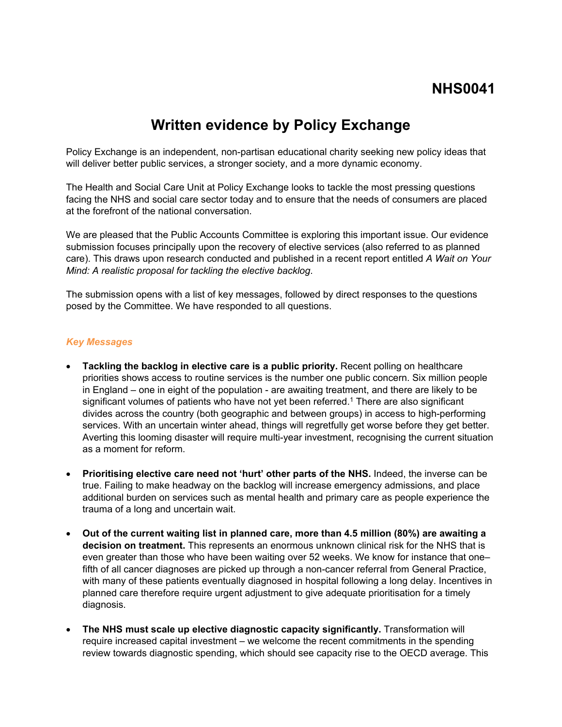# NHS0041

## Written evidence by Policy Exchange

Policy Exchange is an independent, non-partisan educational charity seeking new policy ideas that will deliver better public services, a stronger society, and a more dynamic economy.

The Health and Social Care Unit at Policy Exchange looks to tackle the most pressing questions facing the NHS and social care sector today and to ensure that the needs of consumers are placed at the forefront of the national conversation.

We are pleased that the Public Accounts Committee is exploring this important issue. Our evidence submission focuses principally upon the recovery of elective services (also referred to as planned care). This draws upon research conducted and published in a recent report entitled *A Wait on Your Mind: A realistic proposal for tackling the elective backlog.*

The submission opens with a list of key messages, followed by direct responses to the questions posed by the Committee. We have responded to all questions.

### *Key Messages*

- **Tackling the backlog in elective care is a public priority.** Recent polling on healthcare priorities shows access to routine services is the number one public concern. Six million people in England – one in eight of the population - are awaiting treatment, and there are likely to be significant volumes of patients who have not yet been referred.[1] There are also significant divides across the country (both geographic and between groups) in access to high-performing services. With an uncertain winter ahead, things will regretfully get worse before they get better. Averting this looming disaster will require multi-year investment, recognising the current situation as a moment for reform.

- **Prioritising elective care need not 'hurt' other parts of the NHS.** Indeed, the inverse can be true. Failing to make headway on the backlog will increase emergency admissions, and place additional burden on services such as mental health and primary care as people experience the trauma of a long and uncertain wait.

- **Out of the current waiting list in planned care, more than 4.5 million (80%) are awaiting a decision on treatment.** This represents an enormous unknown clinical risk for the NHS that is even greater than those who have been waiting over 52 weeks. We know for instance that one–fifth of all cancer diagnoses are picked up through a non-cancer referral from General Practice, with many of these patients eventually diagnosed in hospital following a long delay. Incentives in planned care therefore require urgent adjustment to give adequate prioritisation for a timely diagnosis.

- **The NHS must scale up elective diagnostic capacity significantly.** Transformation will require increased capital investment – we welcome the recent commitments in the spending review towards diagnostic spending, which should see capacity rise to the OECD average. This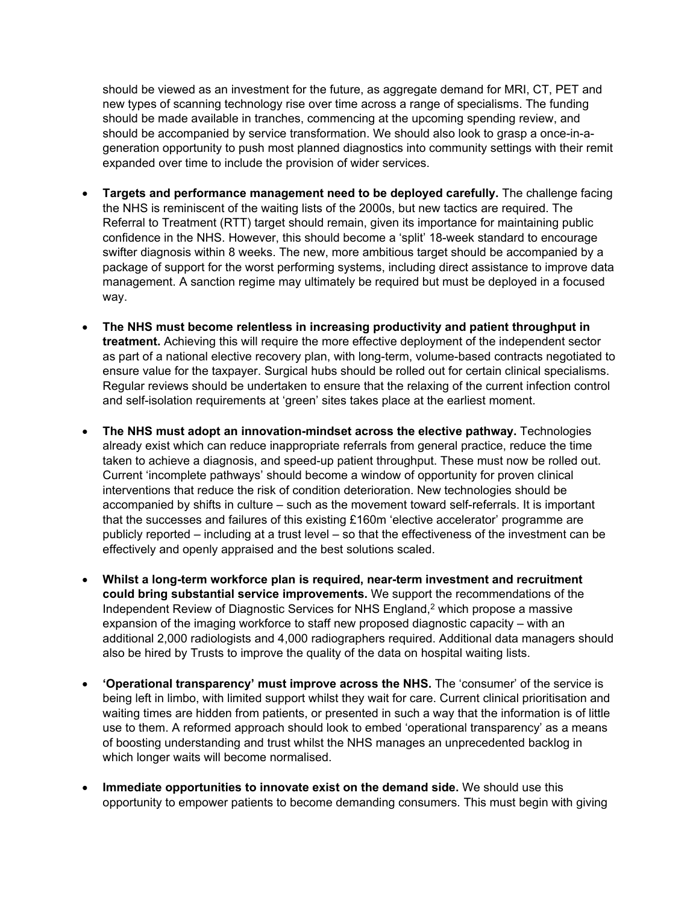should be viewed as an investment for the future, as aggregate demand for MRI, CT, PET and new types of scanning technology rise over time across a range of specialisms. The funding should be made available in tranches, commencing at the upcoming spending review, and should be accompanied by service transformation. We should also look to grasp a once-in-a-generation opportunity to push most planned diagnostics into community settings with their remit expanded over time to include the provision of wider services.

- **Targets and performance management need to be deployed carefully.** The challenge facing the NHS is reminiscent of the waiting lists of the 2000s, but new tactics are required. The Referral to Treatment (RTT) target should remain, given its importance for maintaining public confidence in the NHS. However, this should become a 'split' 18-week standard to encourage swifter diagnosis within 8 weeks. The new, more ambitious target should be accompanied by a package of support for the worst performing systems, including direct assistance to improve data management. A sanction regime may ultimately be required but must be deployed in a focused way.

- **The NHS must become relentless in increasing productivity and patient throughput in treatment.** Achieving this will require the more effective deployment of the independent sector as part of a national elective recovery plan, with long-term, volume-based contracts negotiated to ensure value for the taxpayer. Surgical hubs should be rolled out for certain clinical specialisms. Regular reviews should be undertaken to ensure that the relaxing of the current infection control and self-isolation requirements at 'green' sites takes place at the earliest moment.

- **The NHS must adopt an innovation-mindset across the elective pathway.** Technologies already exist which can reduce inappropriate referrals from general practice, reduce the time taken to achieve a diagnosis, and speed-up patient throughput. These must now be rolled out. Current 'incomplete pathways' should become a window of opportunity for proven clinical interventions that reduce the risk of condition deterioration. New technologies should be accompanied by shifts in culture – such as the movement toward self-referrals. It is important that the successes and failures of this existing £160m 'elective accelerator' programme are publicly reported – including at a trust level – so that the effectiveness of the investment can be effectively and openly appraised and the best solutions scaled.

- **Whilst a long-term workforce plan is required, near-term investment and recruitment could bring substantial service improvements.** We support the recommendations of the Independent Review of Diagnostic Services for NHS England,[2] which propose a massive expansion of the imaging workforce to staff new proposed diagnostic capacity – with an additional 2,000 radiologists and 4,000 radiographers required. Additional data managers should also be hired by Trusts to improve the quality of the data on hospital waiting lists.

- **'Operational transparency' must improve across the NHS.** The 'consumer' of the service is being left in limbo, with limited support whilst they wait for care. Current clinical prioritisation and waiting times are hidden from patients, or presented in such a way that the information is of little use to them. A reformed approach should look to embed 'operational transparency' as a means of boosting understanding and trust whilst the NHS manages an unprecedented backlog in which longer waits will become normalised.

- **Immediate opportunities to innovate exist on the demand side.** We should use this opportunity to empower patients to become demanding consumers. This must begin with giving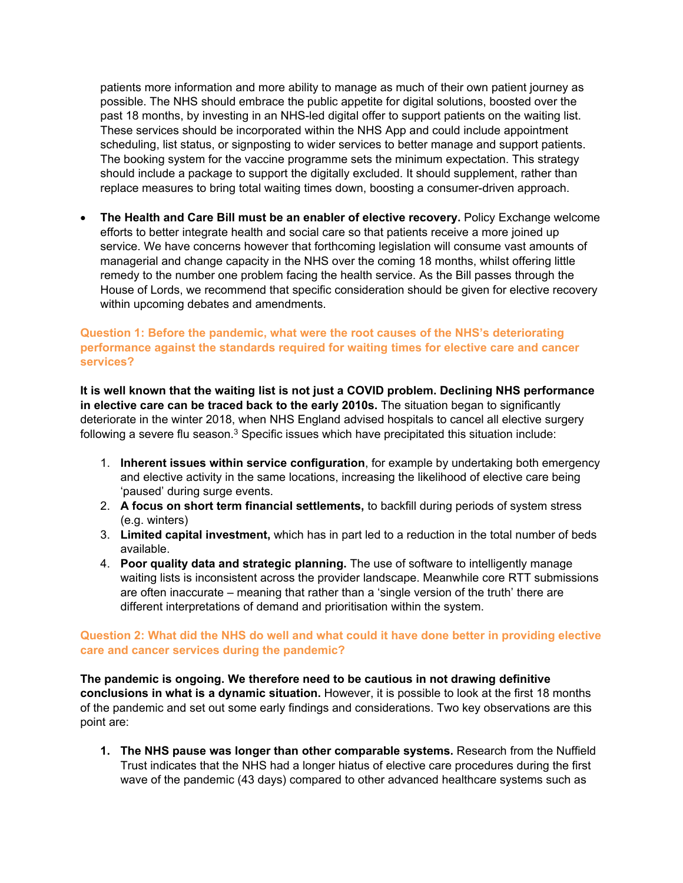patients more information and more ability to manage as much of their own patient journey as possible. The NHS should embrace the public appetite for digital solutions, boosted over the past 18 months, by investing in an NHS-led digital offer to support patients on the waiting list. These services should be incorporated within the NHS App and could include appointment scheduling, list status, or signposting to wider services to better manage and support patients. The booking system for the vaccine programme sets the minimum expectation. This strategy should include a package to support the digitally excluded. It should supplement, rather than replace measures to bring total waiting times down, boosting a consumer-driven approach.

- **The Health and Care Bill must be an enabler of elective recovery.** Policy Exchange welcome efforts to better integrate health and social care so that patients receive a more joined up service. We have concerns however that forthcoming legislation will consume vast amounts of managerial and change capacity in the NHS over the coming 18 months, whilst offering little remedy to the number one problem facing the health service. As the Bill passes through the House of Lords, we recommend that specific consideration should be given for elective recovery within upcoming debates and amendments.

### Question 1: Before the pandemic, what were the root causes of the NHS's deteriorating performance against the standards required for waiting times for elective care and cancer services?

**It is well known that the waiting list is not just a COVID problem. Declining NHS performance in elective care can be traced back to the early 2010s.** The situation began to significantly deteriorate in the winter 2018, when NHS England advised hospitals to cancel all elective surgery following a severe flu season.[3] Specific issues which have precipitated this situation include:

1. **Inherent issues within service configuration**, for example by undertaking both emergency and elective activity in the same locations, increasing the likelihood of elective care being 'paused' during surge events.
2. **A focus on short term financial settlements,** to backfill during periods of system stress (e.g. winters)
3. **Limited capital investment,** which has in part led to a reduction in the total number of beds available.
4. **Poor quality data and strategic planning.** The use of software to intelligently manage waiting lists is inconsistent across the provider landscape. Meanwhile core RTT submissions are often inaccurate – meaning that rather than a 'single version of the truth' there are different interpretations of demand and prioritisation within the system.

### Question 2: What did the NHS do well and what could it have done better in providing elective care and cancer services during the pandemic?

**The pandemic is ongoing. We therefore need to be cautious in not drawing definitive conclusions in what is a dynamic situation.** However, it is possible to look at the first 18 months of the pandemic and set out some early findings and considerations. Two key observations are this point are:

1. **The NHS pause was longer than other comparable systems.** Research from the Nuffield Trust indicates that the NHS had a longer hiatus of elective care procedures during the first wave of the pandemic (43 days) compared to other advanced healthcare systems such as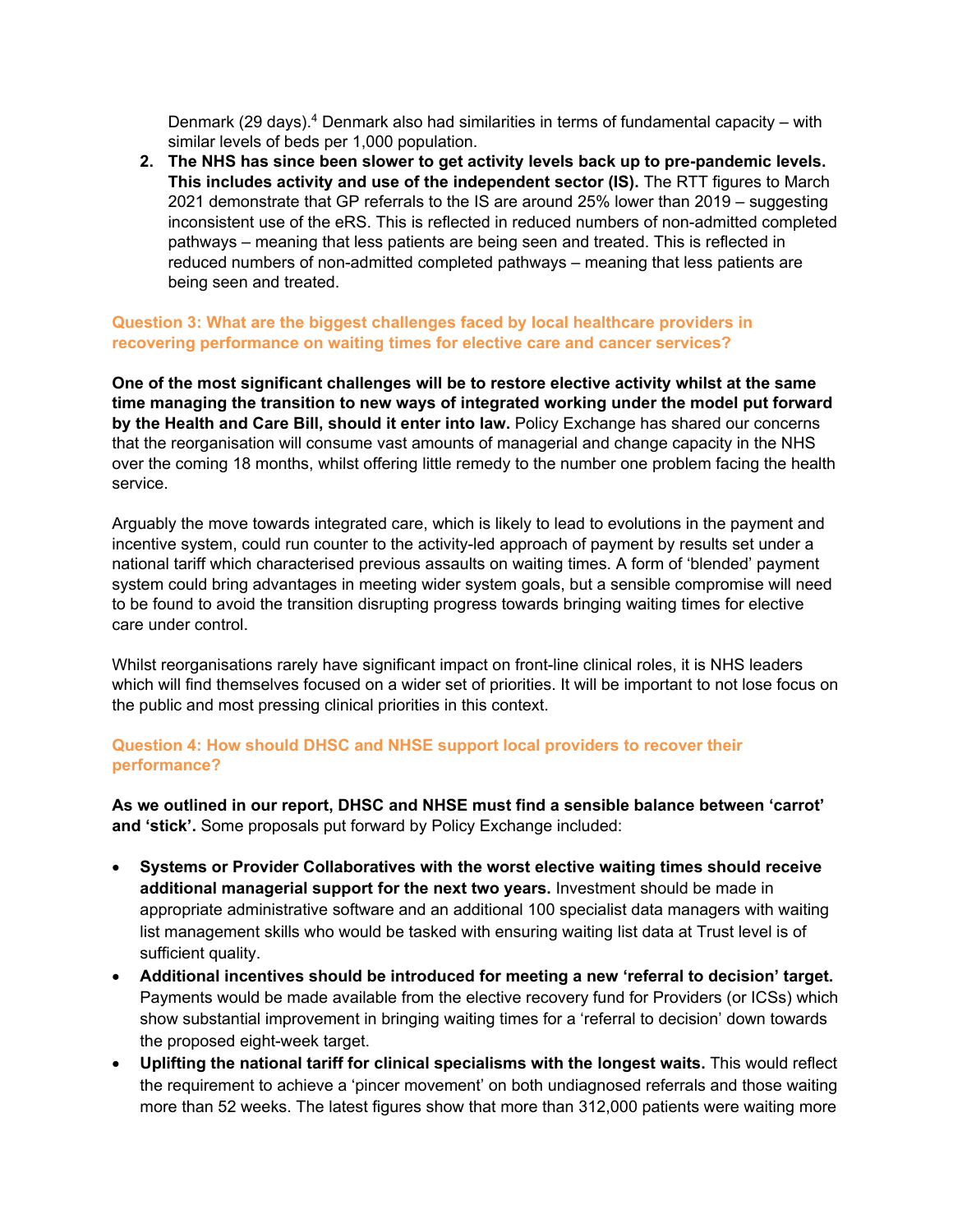Denmark (29 days).[4] Denmark also had similarities in terms of fundamental capacity – with similar levels of beds per 1,000 population.

2. **The NHS has since been slower to get activity levels back up to pre-pandemic levels. This includes activity and use of the independent sector (IS).** The RTT figures to March 2021 demonstrate that GP referrals to the IS are around 25% lower than 2019 – suggesting inconsistent use of the eRS. This is reflected in reduced numbers of non-admitted completed pathways – meaning that less patients are being seen and treated. This is reflected in reduced numbers of non-admitted completed pathways – meaning that less patients are being seen and treated.

### Question 3: What are the biggest challenges faced by local healthcare providers in recovering performance on waiting times for elective care and cancer services?

**One of the most significant challenges will be to restore elective activity whilst at the same time managing the transition to new ways of integrated working under the model put forward by the Health and Care Bill, should it enter into law.** Policy Exchange has shared our concerns that the reorganisation will consume vast amounts of managerial and change capacity in the NHS over the coming 18 months, whilst offering little remedy to the number one problem facing the health service.

Arguably the move towards integrated care, which is likely to lead to evolutions in the payment and incentive system, could run counter to the activity-led approach of payment by results set under a national tariff which characterised previous assaults on waiting times. A form of 'blended' payment system could bring advantages in meeting wider system goals, but a sensible compromise will need to be found to avoid the transition disrupting progress towards bringing waiting times for elective care under control.

Whilst reorganisations rarely have significant impact on front-line clinical roles, it is NHS leaders which will find themselves focused on a wider set of priorities. It will be important to not lose focus on the public and most pressing clinical priorities in this context.

### Question 4: How should DHSC and NHSE support local providers to recover their performance?

**As we outlined in our report, DHSC and NHSE must find a sensible balance between 'carrot' and 'stick'.** Some proposals put forward by Policy Exchange included:

- **Systems or Provider Collaboratives with the worst elective waiting times should receive additional managerial support for the next two years.** Investment should be made in appropriate administrative software and an additional 100 specialist data managers with waiting list management skills who would be tasked with ensuring waiting list data at Trust level is of sufficient quality.
- **Additional incentives should be introduced for meeting a new 'referral to decision' target.** Payments would be made available from the elective recovery fund for Providers (or ICSs) which show substantial improvement in bringing waiting times for a 'referral to decision' down towards the proposed eight-week target.
- **Uplifting the national tariff for clinical specialisms with the longest waits.** This would reflect the requirement to achieve a 'pincer movement' on both undiagnosed referrals and those waiting more than 52 weeks. The latest figures show that more than 312,000 patients were waiting more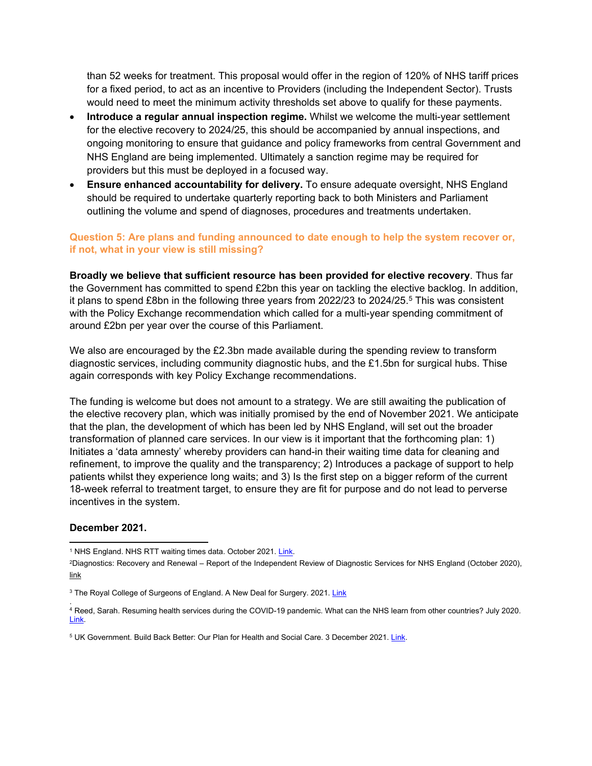than 52 weeks for treatment. This proposal would offer in the region of 120% of NHS tariff prices for a fixed period, to act as an incentive to Providers (including the Independent Sector). Trusts would need to meet the minimum activity thresholds set above to qualify for these payments.

- **Introduce a regular annual inspection regime.** Whilst we welcome the multi-year settlement for the elective recovery to 2024/25, this should be accompanied by annual inspections, and ongoing monitoring to ensure that guidance and policy frameworks from central Government and NHS England are being implemented. Ultimately a sanction regime may be required for providers but this must be deployed in a focused way.
- **Ensure enhanced accountability for delivery.** To ensure adequate oversight, NHS England should be required to undertake quarterly reporting back to both Ministers and Parliament outlining the volume and spend of diagnoses, procedures and treatments undertaken.

**Question 5: Are plans and funding announced to date enough to help the system recover or, if not, what in your view is still missing?**

**Broadly we believe that sufficient resource has been provided for elective recovery**. Thus far the Government has committed to spend £2bn this year on tackling the elective backlog. In addition, it plans to spend £8bn in the following three years from 2022/23 to 2024/25.[5] This was consistent with the Policy Exchange recommendation which called for a multi-year spending commitment of around £2bn per year over the course of this Parliament.

We also are encouraged by the £2.3bn made available during the spending review to transform diagnostic services, including community diagnostic hubs, and the £1.5bn for surgical hubs. Thise again corresponds with key Policy Exchange recommendations.

The funding is welcome but does not amount to a strategy. We are still awaiting the publication of the elective recovery plan, which was initially promised by the end of November 2021. We anticipate that the plan, the development of which has been led by NHS England, will set out the broader transformation of planned care services. In our view is it important that the forthcoming plan: 1) Initiates a 'data amnesty' whereby providers can hand-in their waiting time data for cleaning and refinement, to improve the quality and the transparency; 2) Introduces a package of support to help patients whilst they experience long waits; and 3) Is the first step on a bigger reform of the current 18-week referral to treatment target, to ensure they are fit for purpose and do not lead to perverse incentives in the system.

**December 2021.**

---

[1] NHS England. NHS RTT waiting times data. October 2021. Link.

[2] Diagnostics: Recovery and Renewal – Report of the Independent Review of Diagnostic Services for NHS England (October 2020), link

[3] The Royal College of Surgeons of England. A New Deal for Surgery. 2021. Link

[4] Reed, Sarah. Resuming health services during the COVID-19 pandemic. What can the NHS learn from other countries? July 2020. Link.

[5] UK Government. Build Back Better: Our Plan for Health and Social Care. 3 December 2021. Link.